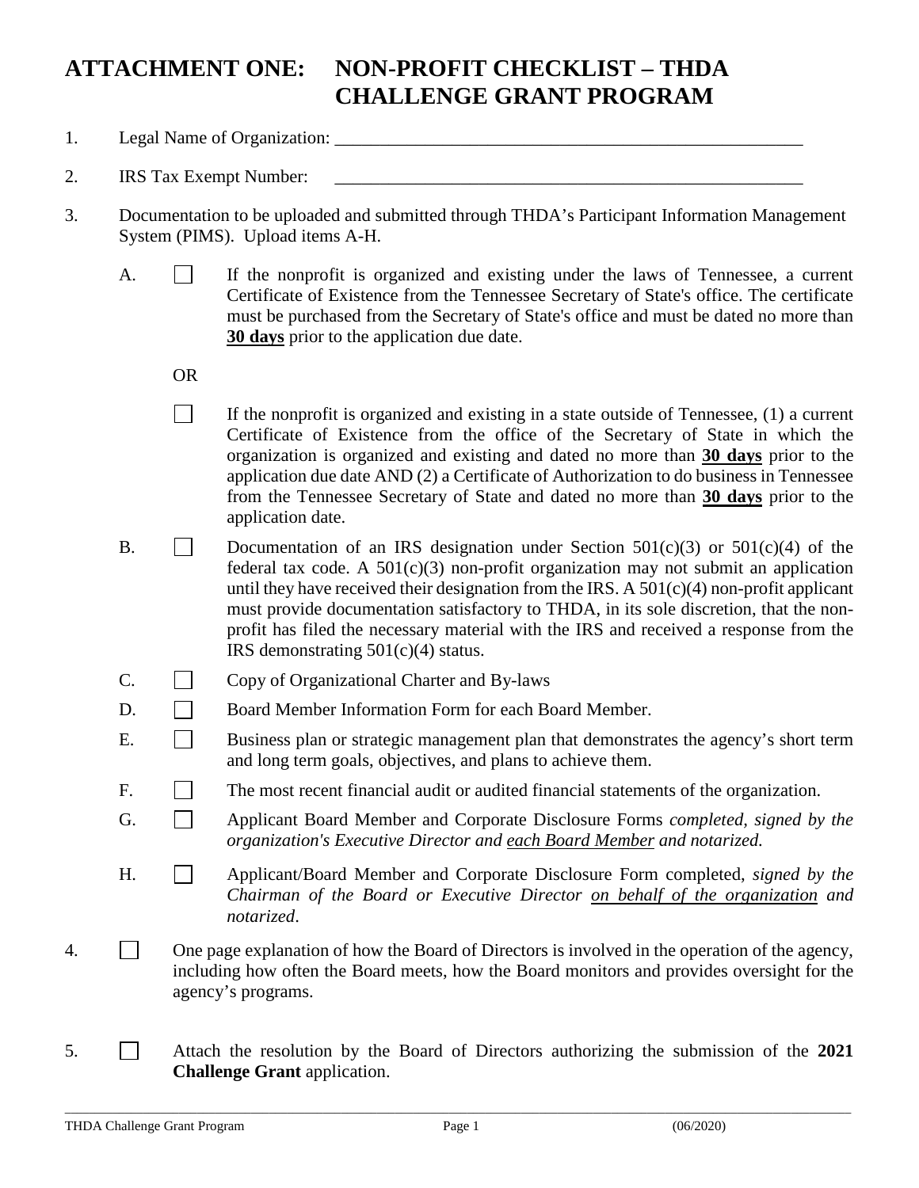# ATTACHMENT ONE: NON-PROFIT CHECKLIST – THDA CHALLENGE GRANT PROGRAM

1. Legal Name of Organization: \_\_\_\_\_\_\_\_\_\_\_\_\_\_\_\_\_\_\_\_\_\_\_\_\_\_\_\_\_\_\_\_\_\_\_\_\_\_\_\_\_\_\_\_\_\_\_\_\_\_\_\_

2. IRS Tax Exempt Number: \_\_\_\_\_\_\_\_\_\_\_\_\_\_\_\_\_\_\_\_\_\_\_\_\_\_\_\_\_\_\_\_\_\_\_\_\_\_\_\_\_\_\_\_\_\_\_\_\_\_\_\_

3. Documentation to be uploaded and submitted through THDA's Participant Information Management System (PIMS). Upload items A-H.

   A. ☐ If the nonprofit is organized and existing under the laws of Tennessee, a current Certificate of Existence from the Tennessee Secretary of State's office. The certificate must be purchased from the Secretary of State's office and must be dated no more than <u>**30 days**</u> prior to the application due date.

   OR

   ☐ If the nonprofit is organized and existing in a state outside of Tennessee, (1) a current Certificate of Existence from the office of the Secretary of State in which the organization is organized and existing and dated no more than <u>**30 days**</u> prior to the application due date AND (2) a Certificate of Authorization to do business in Tennessee from the Tennessee Secretary of State and dated no more than <u>**30 days**</u> prior to the application date.

   B. ☐ Documentation of an IRS designation under Section 501(c)(3) or 501(c)(4) of the federal tax code. A 501(c)(3) non-profit organization may not submit an application until they have received their designation from the IRS. A 501(c)(4) non-profit applicant must provide documentation satisfactory to THDA, in its sole discretion, that the non-profit has filed the necessary material with the IRS and received a response from the IRS demonstrating 501(c)(4) status.

   C. ☐ Copy of Organizational Charter and By-laws

   D. ☐ Board Member Information Form for each Board Member.

   E. ☐ Business plan or strategic management plan that demonstrates the agency's short term and long term goals, objectives, and plans to achieve them.

   F. ☐ The most recent financial audit or audited financial statements of the organization.

   G. ☐ Applicant Board Member and Corporate Disclosure Forms *completed, signed by the organization's Executive Director and <u>each Board Member</u> and notarized.*

   H. ☐ Applicant/Board Member and Corporate Disclosure Form completed, *signed by the Chairman of the Board or Executive Director <u>on behalf of the organization</u> and notarized*.

4. ☐ One page explanation of how the Board of Directors is involved in the operation of the agency, including how often the Board meets, how the Board monitors and provides oversight for the agency's programs.

5. ☐ Attach the resolution by the Board of Directors authorizing the submission of the **2021 Challenge Grant** application.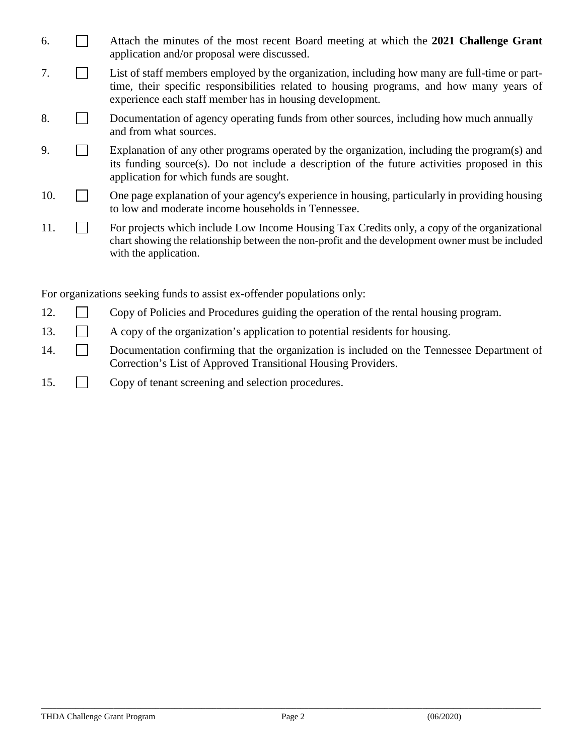6. ☐ Attach the minutes of the most recent Board meeting at which the **2021 Challenge Grant** application and/or proposal were discussed.

7. ☐ List of staff members employed by the organization, including how many are full-time or part-time, their specific responsibilities related to housing programs, and how many years of experience each staff member has in housing development.

8. ☐ Documentation of agency operating funds from other sources, including how much annually and from what sources.

9. ☐ Explanation of any other programs operated by the organization, including the program(s) and its funding source(s). Do not include a description of the future activities proposed in this application for which funds are sought.

10. ☐ One page explanation of your agency's experience in housing, particularly in providing housing to low and moderate income households in Tennessee.

11. ☐ For projects which include Low Income Housing Tax Credits only, a copy of the organizational chart showing the relationship between the non-profit and the development owner must be included with the application.

For organizations seeking funds to assist ex-offender populations only:

12. ☐ Copy of Policies and Procedures guiding the operation of the rental housing program.

13. ☐ A copy of the organization's application to potential residents for housing.

14. ☐ Documentation confirming that the organization is included on the Tennessee Department of Correction's List of Approved Transitional Housing Providers.

15. ☐ Copy of tenant screening and selection procedures.